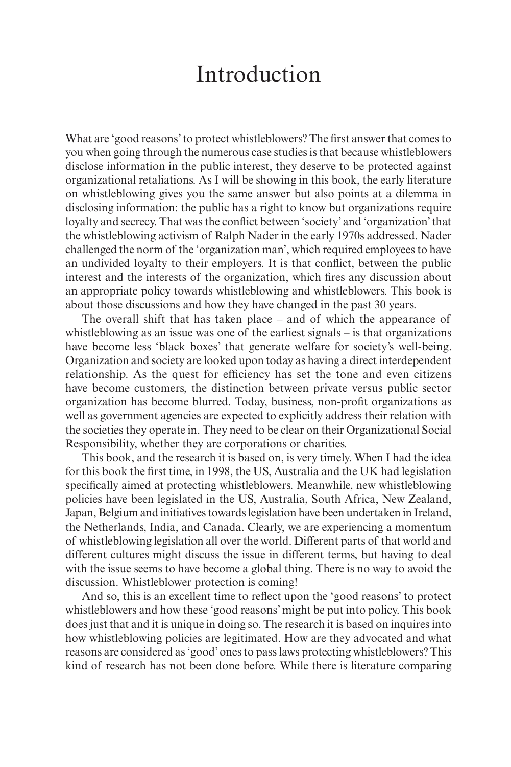# Introduction

What are 'good reasons' to protect whistleblowers? The first answer that comes to you when going through the numerous case studies is that because whistleblowers disclose information in the public interest, they deserve to be protected against organizational retaliations. As I will be showing in this book, the early literature on whistleblowing gives you the same answer but also points at a dilemma in disclosing information: the public has a right to know but organizations require loyalty and secrecy. That was the conflict between 'society' and 'organization' that the whistleblowing activism of Ralph Nader in the early 1970s addressed. Nader challenged the norm of the 'organization man', which required employees to have an undivided loyalty to their employers. It is that conflict, between the public interest and the interests of the organization, which fires any discussion about an appropriate policy towards whistleblowing and whistleblowers. This book is about those discussions and how they have changed in the past 30 years.

The overall shift that has taken place – and of which the appearance of whistleblowing as an issue was one of the earliest signals – is that organizations have become less 'black boxes' that generate welfare for society's well-being. Organization and society are looked upon today as having a direct interdependent relationship. As the quest for efficiency has set the tone and even citizens have become customers, the distinction between private versus public sector organization has become blurred. Today, business, non-profit organizations as well as government agencies are expected to explicitly address their relation with the societies they operate in. They need to be clear on their Organizational Social Responsibility, whether they are corporations or charities.

This book, and the research it is based on, is very timely. When I had the idea for this book the first time, in 1998, the US, Australia and the UK had legislation specifically aimed at protecting whistleblowers. Meanwhile, new whistleblowing policies have been legislated in the US, Australia, South Africa, New Zealand, Japan, Belgium and initiatives towards legislation have been undertaken in Ireland, the Netherlands, India, and Canada. Clearly, we are experiencing a momentum of whistleblowing legislation all over the world. Different parts of that world and different cultures might discuss the issue in different terms, but having to deal with the issue seems to have become a global thing. There is no way to avoid the discussion. Whistleblower protection is coming!

And so, this is an excellent time to reflect upon the 'good reasons' to protect whistleblowers and how these 'good reasons' might be put into policy. This book does just that and it is unique in doing so. The research it is based on inquires into how whistleblowing policies are legitimated. How are they advocated and what reasons are considered as 'good' ones to pass laws protecting whistleblowers? This kind of research has not been done before. While there is literature comparing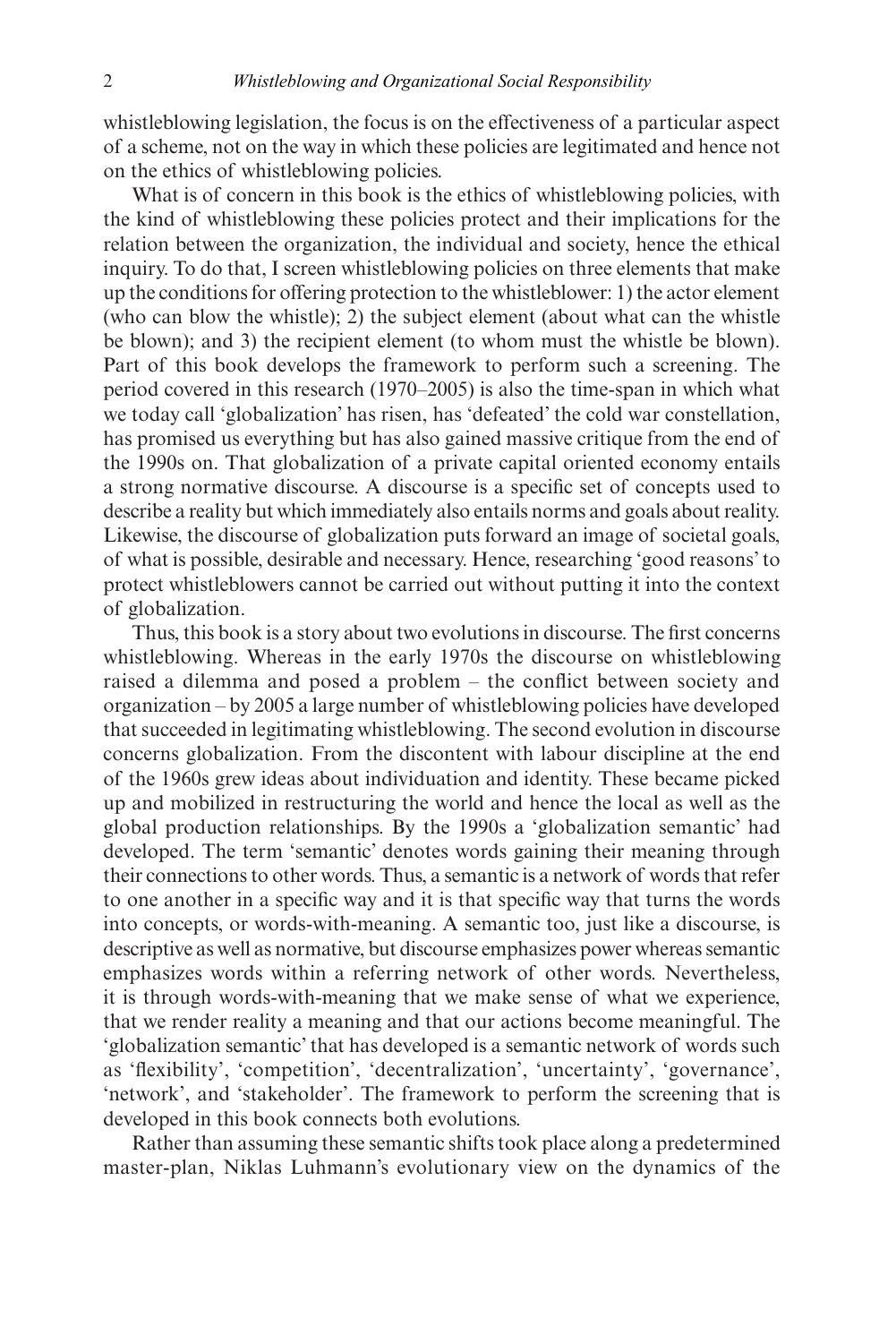whistleblowing legislation, the focus is on the effectiveness of a particular aspect of a scheme, not on the way in which these policies are legitimated and hence not on the ethics of whistleblowing policies.

What is of concern in this book is the ethics of whistleblowing policies, with the kind of whistleblowing these policies protect and their implications for the relation between the organization, the individual and society, hence the ethical inquiry. To do that, I screen whistleblowing policies on three elements that make up the conditions for offering protection to the whistleblower: 1) the actor element (who can blow the whistle); 2) the subject element (about what can the whistle be blown); and 3) the recipient element (to whom must the whistle be blown). Part of this book develops the framework to perform such a screening. The period covered in this research (1970–2005) is also the time-span in which what we today call 'globalization' has risen, has 'defeated' the cold war constellation, has promised us everything but has also gained massive critique from the end of the 1990s on. That globalization of a private capital oriented economy entails a strong normative discourse. A discourse is a specific set of concepts used to describe a reality but which immediately also entails norms and goals about reality. Likewise, the discourse of globalization puts forward an image of societal goals, of what is possible, desirable and necessary. Hence, researching 'good reasons' to protect whistleblowers cannot be carried out without putting it into the context of globalization.

Thus, this book is a story about two evolutions in discourse. The first concerns whistleblowing. Whereas in the early 1970s the discourse on whistleblowing raised a dilemma and posed a problem – the conflict between society and organization – by 2005 a large number of whistleblowing policies have developed that succeeded in legitimating whistleblowing. The second evolution in discourse concerns globalization. From the discontent with labour discipline at the end of the 1960s grew ideas about individuation and identity. These became picked up and mobilized in restructuring the world and hence the local as well as the global production relationships. By the 1990s a 'globalization semantic' had developed. The term 'semantic' denotes words gaining their meaning through their connections to other words. Thus, a semantic is a network of words that refer to one another in a specific way and it is that specific way that turns the words into concepts, or words-with-meaning. A semantic too, just like a discourse, is descriptive as well as normative, but discourse emphasizes power whereas semantic emphasizes words within a referring network of other words. Nevertheless, it is through words-with-meaning that we make sense of what we experience, that we render reality a meaning and that our actions become meaningful. The 'globalization semantic' that has developed is a semantic network of words such as 'flexibility', 'competition', 'decentralization', 'uncertainty', 'governance', 'network', and 'stakeholder'. The framework to perform the screening that is developed in this book connects both evolutions.

Rather than assuming these semantic shifts took place along a predetermined master-plan, Niklas Luhmann's evolutionary view on the dynamics of the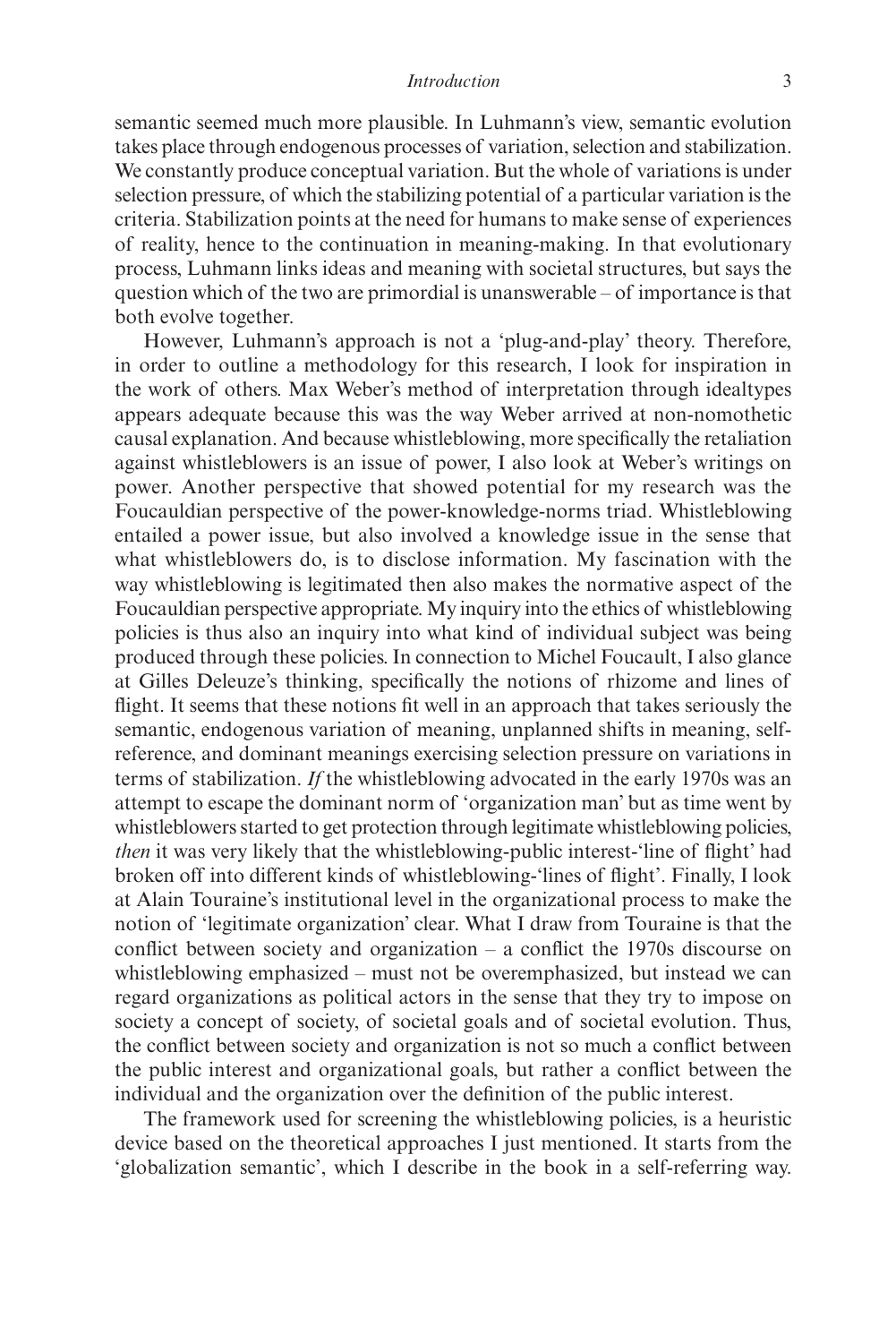semantic seemed much more plausible. In Luhmann's view, semantic evolution takes place through endogenous processes of variation, selection and stabilization. We constantly produce conceptual variation. But the whole of variations is under selection pressure, of which the stabilizing potential of a particular variation is the criteria. Stabilization points at the need for humans to make sense of experiences of reality, hence to the continuation in meaning-making. In that evolutionary process, Luhmann links ideas and meaning with societal structures, but says the question which of the two are primordial is unanswerable – of importance is that both evolve together.

However, Luhmann's approach is not a 'plug-and-play' theory. Therefore, in order to outline a methodology for this research, I look for inspiration in the work of others. Max Weber's method of interpretation through idealtypes appears adequate because this was the way Weber arrived at non-nomothetic causal explanation. And because whistleblowing, more specifically the retaliation against whistleblowers is an issue of power, I also look at Weber's writings on power. Another perspective that showed potential for my research was the Foucauldian perspective of the power-knowledge-norms triad. Whistleblowing entailed a power issue, but also involved a knowledge issue in the sense that what whistleblowers do, is to disclose information. My fascination with the way whistleblowing is legitimated then also makes the normative aspect of the Foucauldian perspective appropriate. My inquiry into the ethics of whistleblowing policies is thus also an inquiry into what kind of individual subject was being produced through these policies. In connection to Michel Foucault, I also glance at Gilles Deleuze's thinking, specifically the notions of rhizome and lines of flight. It seems that these notions fit well in an approach that takes seriously the semantic, endogenous variation of meaning, unplanned shifts in meaning, self-reference, and dominant meanings exercising selection pressure on variations in terms of stabilization. *If* the whistleblowing advocated in the early 1970s was an attempt to escape the dominant norm of 'organization man' but as time went by whistleblowers started to get protection through legitimate whistleblowing policies, *then* it was very likely that the whistleblowing-public interest-'line of flight' had broken off into different kinds of whistleblowing-'lines of flight'. Finally, I look at Alain Touraine's institutional level in the organizational process to make the notion of 'legitimate organization' clear. What I draw from Touraine is that the conflict between society and organization – a conflict the 1970s discourse on whistleblowing emphasized – must not be overemphasized, but instead we can regard organizations as political actors in the sense that they try to impose on society a concept of society, of societal goals and of societal evolution. Thus, the conflict between society and organization is not so much a conflict between the public interest and organizational goals, but rather a conflict between the individual and the organization over the definition of the public interest.

The framework used for screening the whistleblowing policies, is a heuristic device based on the theoretical approaches I just mentioned. It starts from the 'globalization semantic', which I describe in the book in a self-referring way.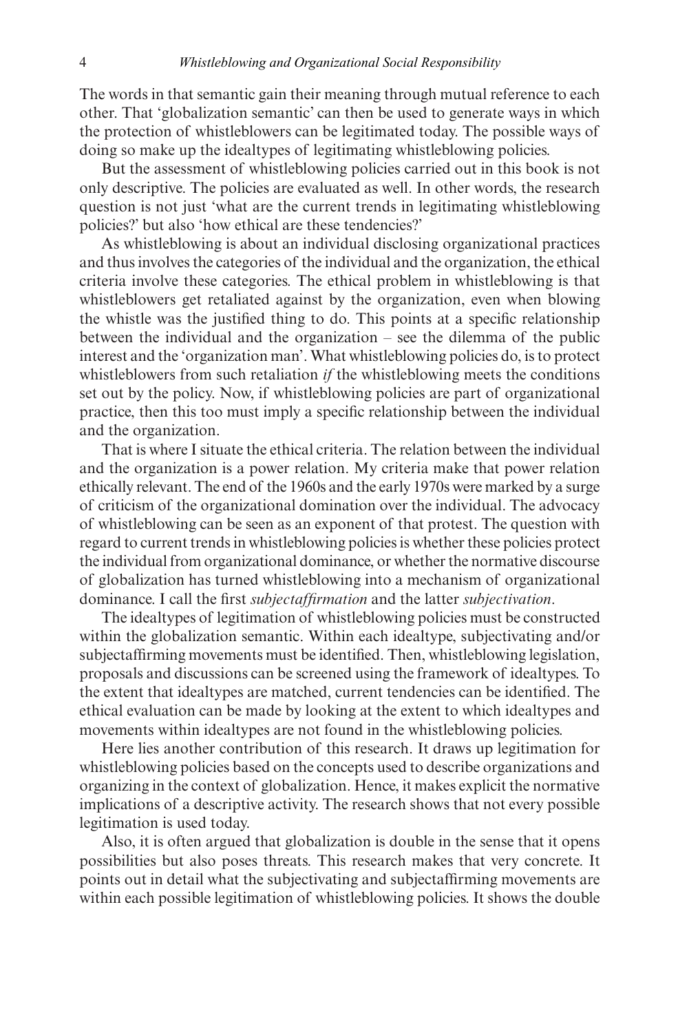The words in that semantic gain their meaning through mutual reference to each other. That 'globalization semantic' can then be used to generate ways in which the protection of whistleblowers can be legitimated today. The possible ways of doing so make up the idealtypes of legitimating whistleblowing policies.

But the assessment of whistleblowing policies carried out in this book is not only descriptive. The policies are evaluated as well. In other words, the research question is not just 'what are the current trends in legitimating whistleblowing policies?' but also 'how ethical are these tendencies?'

As whistleblowing is about an individual disclosing organizational practices and thus involves the categories of the individual and the organization, the ethical criteria involve these categories. The ethical problem in whistleblowing is that whistleblowers get retaliated against by the organization, even when blowing the whistle was the justified thing to do. This points at a specific relationship between the individual and the organization – see the dilemma of the public interest and the 'organization man'. What whistleblowing policies do, is to protect whistleblowers from such retaliation *if* the whistleblowing meets the conditions set out by the policy. Now, if whistleblowing policies are part of organizational practice, then this too must imply a specific relationship between the individual and the organization.

That is where I situate the ethical criteria. The relation between the individual and the organization is a power relation. My criteria make that power relation ethically relevant. The end of the 1960s and the early 1970s were marked by a surge of criticism of the organizational domination over the individual. The advocacy of whistleblowing can be seen as an exponent of that protest. The question with regard to current trends in whistleblowing policies is whether these policies protect the individual from organizational dominance, or whether the normative discourse of globalization has turned whistleblowing into a mechanism of organizational dominance. I call the first *subjectaffirmation* and the latter *subjectivation*.

The idealtypes of legitimation of whistleblowing policies must be constructed within the globalization semantic. Within each idealtype, subjectivating and/or subjectaffirming movements must be identified. Then, whistleblowing legislation, proposals and discussions can be screened using the framework of idealtypes. To the extent that idealtypes are matched, current tendencies can be identified. The ethical evaluation can be made by looking at the extent to which idealtypes and movements within idealtypes are not found in the whistleblowing policies.

Here lies another contribution of this research. It draws up legitimation for whistleblowing policies based on the concepts used to describe organizations and organizing in the context of globalization. Hence, it makes explicit the normative implications of a descriptive activity. The research shows that not every possible legitimation is used today.

Also, it is often argued that globalization is double in the sense that it opens possibilities but also poses threats. This research makes that very concrete. It points out in detail what the subjectivating and subjectaffirming movements are within each possible legitimation of whistleblowing policies. It shows the double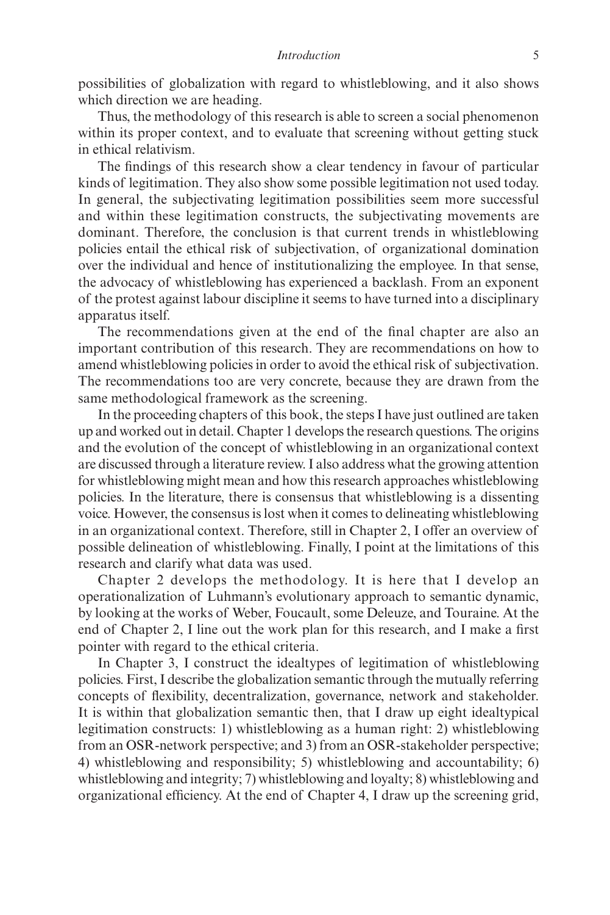possibilities of globalization with regard to whistleblowing, and it also shows which direction we are heading.

Thus, the methodology of this research is able to screen a social phenomenon within its proper context, and to evaluate that screening without getting stuck in ethical relativism.

The findings of this research show a clear tendency in favour of particular kinds of legitimation. They also show some possible legitimation not used today. In general, the subjectivating legitimation possibilities seem more successful and within these legitimation constructs, the subjectivating movements are dominant. Therefore, the conclusion is that current trends in whistleblowing policies entail the ethical risk of subjectivation, of organizational domination over the individual and hence of institutionalizing the employee. In that sense, the advocacy of whistleblowing has experienced a backlash. From an exponent of the protest against labour discipline it seems to have turned into a disciplinary apparatus itself.

The recommendations given at the end of the final chapter are also an important contribution of this research. They are recommendations on how to amend whistleblowing policies in order to avoid the ethical risk of subjectivation. The recommendations too are very concrete, because they are drawn from the same methodological framework as the screening.

In the proceeding chapters of this book, the steps I have just outlined are taken up and worked out in detail. Chapter 1 develops the research questions. The origins and the evolution of the concept of whistleblowing in an organizational context are discussed through a literature review. I also address what the growing attention for whistleblowing might mean and how this research approaches whistleblowing policies. In the literature, there is consensus that whistleblowing is a dissenting voice. However, the consensus is lost when it comes to delineating whistleblowing in an organizational context. Therefore, still in Chapter 2, I offer an overview of possible delineation of whistleblowing. Finally, I point at the limitations of this research and clarify what data was used.

Chapter 2 develops the methodology. It is here that I develop an operationalization of Luhmann's evolutionary approach to semantic dynamic, by looking at the works of Weber, Foucault, some Deleuze, and Touraine. At the end of Chapter 2, I line out the work plan for this research, and I make a first pointer with regard to the ethical criteria.

In Chapter 3, I construct the idealtypes of legitimation of whistleblowing policies. First, I describe the globalization semantic through the mutually referring concepts of flexibility, decentralization, governance, network and stakeholder. It is within that globalization semantic then, that I draw up eight idealtypical legitimation constructs: 1) whistleblowing as a human right: 2) whistleblowing from an OSR-network perspective; and 3) from an OSR-stakeholder perspective; 4) whistleblowing and responsibility; 5) whistleblowing and accountability; 6) whistleblowing and integrity; 7) whistleblowing and loyalty; 8) whistleblowing and organizational efficiency. At the end of Chapter 4, I draw up the screening grid,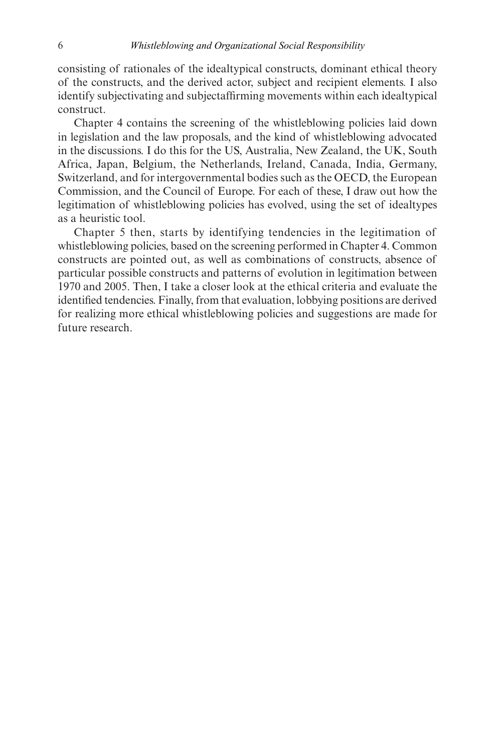consisting of rationales of the idealtypical constructs, dominant ethical theory of the constructs, and the derived actor, subject and recipient elements. I also identify subjectivating and subjectaffirming movements within each idealtypical construct.

Chapter 4 contains the screening of the whistleblowing policies laid down in legislation and the law proposals, and the kind of whistleblowing advocated in the discussions. I do this for the US, Australia, New Zealand, the UK, South Africa, Japan, Belgium, the Netherlands, Ireland, Canada, India, Germany, Switzerland, and for intergovernmental bodies such as the OECD, the European Commission, and the Council of Europe. For each of these, I draw out how the legitimation of whistleblowing policies has evolved, using the set of idealtypes as a heuristic tool.

Chapter 5 then, starts by identifying tendencies in the legitimation of whistleblowing policies, based on the screening performed in Chapter 4. Common constructs are pointed out, as well as combinations of constructs, absence of particular possible constructs and patterns of evolution in legitimation between 1970 and 2005. Then, I take a closer look at the ethical criteria and evaluate the identified tendencies. Finally, from that evaluation, lobbying positions are derived for realizing more ethical whistleblowing policies and suggestions are made for future research.